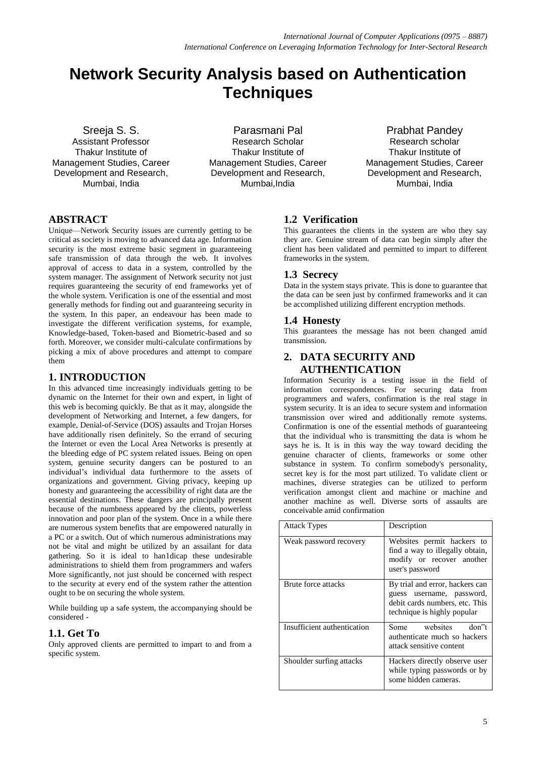# Network Security Analysis based on Authentication Techniques

Sreeja S. S.
Assistant Professor
Thakur Institute of Management Studies, Career Development and Research, Mumbai, India

Parasmani Pal
Research Scholar
Thakur Institute of Management Studies, Career Development and Research, Mumbai,India

Prabhat Pandey
Research scholar
Thakur Institute of Management Studies, Career Development and Research, Mumbai, India

## ABSTRACT

Unique—Network Security issues are currently getting to be critical as society is moving to advanced data age. Information security is the most extreme basic segment in guaranteeing safe transmission of data through the web. It involves approval of access to data in a system, controlled by the system manager. The assignment of Network security not just requires guaranteeing the security of end frameworks yet of the whole system. Verification is one of the essential and most generally methods for finding out and guaranteeing security in the system. In this paper, an endeavour has been made to investigate the different verification systems, for example, Knowledge-based, Token-based and Biometric-based and so forth. Moreover, we consider multi-calculate confirmations by picking a mix of above procedures and attempt to compare them

## 1. INTRODUCTION

In this advanced time increasingly individuals getting to be dynamic on the Internet for their own and expert, in light of this web is becoming quickly. Be that as it may, alongside the development of Networking and Internet, a few dangers, for example, Denial-of-Service (DOS) assaults and Trojan Horses have additionally risen definitely. So the errand of securing the Internet or even the Local Area Networks is presently at the bleeding edge of PC system related issues. Being on open system, genuine security dangers can be postured to an individual's individual data furthermore to the assets of organizations and government. Giving privacy, keeping up honesty and guaranteeing the accessibility of right data are the essential destinations. These dangers are principally present because of the numbness appeared by the clients, powerless innovation and poor plan of the system. Once in a while there are numerous system benefits that are empowered naturally in a PC or a switch. Out of which numerous administrations may not be vital and might be utilized by an assailant for data gathering. So it is ideal to han1dicap these undesirable administrations to shield them from programmers and wafers More significantly, not just should be concerned with respect to the security at every end of the system rather the attention ought to be on securing the whole system.

While building up a safe system, the accompanying should be considered -

### 1.1. Get To

Only approved clients are permitted to impart to and from a specific system.

### 1.2 Verification

This guarantees the clients in the system are who they say they are. Genuine stream of data can begin simply after the client has been validated and permitted to impart to different frameworks in the system.

### 1.3 Secrecy

Data in the system stays private. This is done to guarantee that the data can be seen just by confirmed frameworks and it can be accomplished utilizing different encryption methods.

### 1.4 Honesty

This guarantees the message has not been changed amid transmission.

## 2. DATA SECURITY AND AUTHENTICATION

Information Security is a testing issue in the field of information correspondences. For securing data from programmers and wafers, confirmation is the real stage in system security. It is an idea to secure system and information transmission over wired and additionally remote systems. Confirmation is one of the essential methods of guaranteeing that the individual who is transmitting the data is whom he says he is. It is in this way the way toward deciding the genuine character of clients, frameworks or some other substance in system. To confirm somebody's personality, secret key is for the most part utilized. To validate client or machines, diverse strategies can be utilized to perform verification amongst client and machine or machine and another machine as well. Diverse sorts of assaults are conceivable amid confirmation

| Attack Types | Description |
|---|---|
| Weak password recovery | Websites permit hackers to find a way to illegally obtain, modify or recover another user's password |
| Brute force attacks | By trial and error, hackers can guess username, password, debit cards numbers, etc. This technique is highly popular |
| Insufficient authentication | Some websites don"t authenticate much so hackers attack sensitive content |
| Shoulder surfing attacks | Hackers directly observe user while typing passwords or by some hidden cameras. |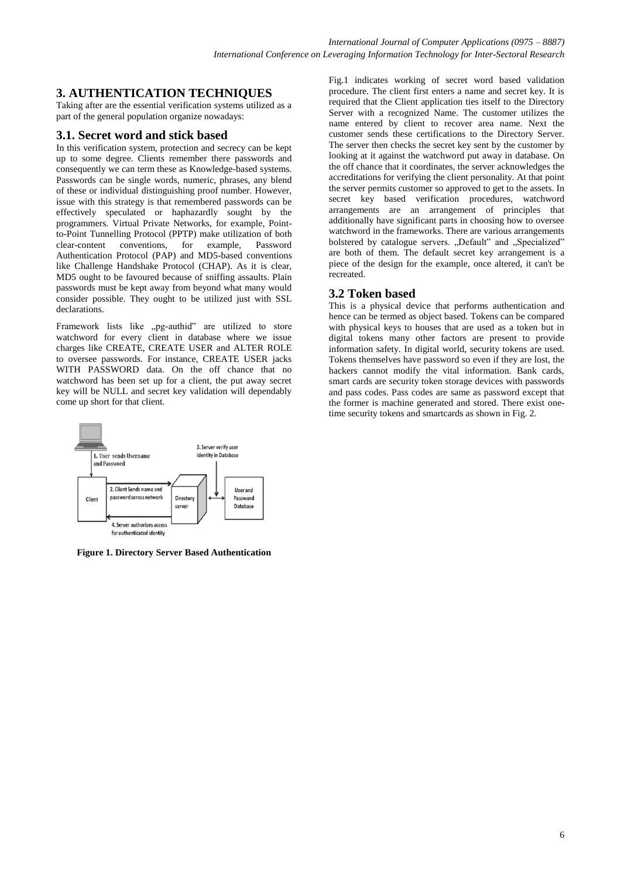## 3. AUTHENTICATION TECHNIQUES

Taking after are the essential verification systems utilized as a part of the general population organize nowadays:

### 3.1. Secret word and stick based

In this verification system, protection and secrecy can be kept up to some degree. Clients remember there passwords and consequently we can term these as Knowledge-based systems. Passwords can be single words, numeric, phrases, any blend of these or individual distinguishing proof number. However, issue with this strategy is that remembered passwords can be effectively speculated or haphazardly sought by the programmers. Virtual Private Networks, for example, Point-to-Point Tunnelling Protocol (PPTP) make utilization of both clear-content conventions, for example, Password Authentication Protocol (PAP) and MD5-based conventions like Challenge Handshake Protocol (CHAP). As it is clear, MD5 ought to be favoured because of sniffing assaults. Plain passwords must be kept away from beyond what many would consider possible. They ought to be utilized just with SSL declarations.

Framework lists like „pg-authid" are utilized to store watchword for every client in database where we issue charges like CREATE, CREATE USER and ALTER ROLE to oversee passwords. For instance, CREATE USER jacks WITH PASSWORD data. On the off chance that no watchword has been set up for a client, the put away secret key will be NULL and secret key validation will dependably come up short for that client.

**Figure 1. Directory Server Based Authentication**

Fig.1 indicates working of secret word based validation procedure. The client first enters a name and secret key. It is required that the Client application ties itself to the Directory Server with a recognized Name. The customer utilizes the name entered by client to recover area name. Next the customer sends these certifications to the Directory Server. The server then checks the secret key sent by the customer by looking at it against the watchword put away in database. On the off chance that it coordinates, the server acknowledges the accreditations for verifying the client personality. At that point the server permits customer so approved to get to the assets. In secret key based verification procedures, watchword arrangements are an arrangement of principles that additionally have significant parts in choosing how to oversee watchword in the frameworks. There are various arrangements bolstered by catalogue servers. „Default" and „Specialized" are both of them. The default secret key arrangement is a piece of the design for the example, once altered, it can't be recreated.

### 3.2 Token based

This is a physical device that performs authentication and hence can be termed as object based. Tokens can be compared with physical keys to houses that are used as a token but in digital tokens many other factors are present to provide information safety. In digital world, security tokens are used. Tokens themselves have password so even if they are lost, the hackers cannot modify the vital information. Bank cards, smart cards are security token storage devices with passwords and pass codes. Pass codes are same as password except that the former is machine generated and stored. There exist one-time security tokens and smartcards as shown in Fig. 2.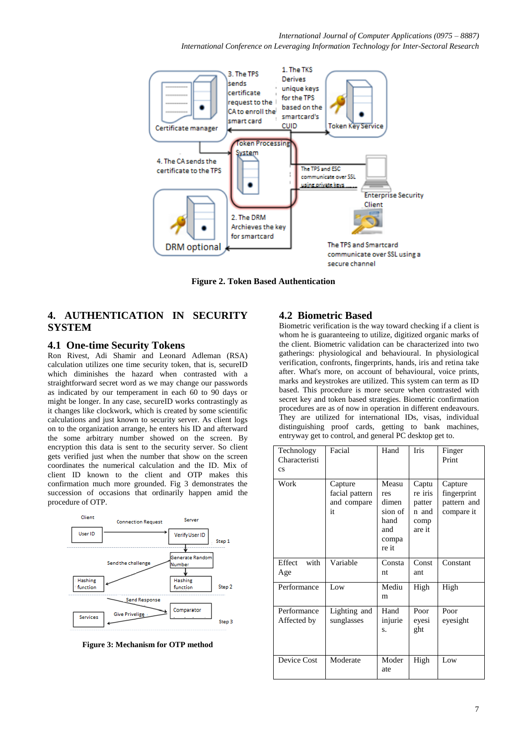Figure 2. Token Based Authentication

## 4. AUTHENTICATION IN SECURITY SYSTEM

### 4.1 One-time Security Tokens

Ron Rivest, Adi Shamir and Leonard Adleman (RSA) calculation utilizes one time security token, that is, secureID which diminishes the hazard when contrasted with a straightforward secret word as we may change our passwords as indicated by our temperament in each 60 to 90 days or might be longer. In any case, secureID works contrastingly as it changes like clockwork, which is created by some scientific calculations and just known to security server. As client logs on to the organization arrange, he enters his ID and afterward the some arbitrary number showed on the screen. By encryption this data is sent to the security server. So client gets verified just when the number that show on the screen coordinates the numerical calculation and the ID. Mix of client ID known to the client and OTP makes this confirmation much more grounded. Fig 3 demonstrates the succession of occasions that ordinarily happen amid the procedure of OTP.

Figure 3: Mechanism for OTP method

### 4.2 Biometric Based

Biometric verification is the way toward checking if a client is whom he is guaranteeing to utilize, digitized organic marks of the client. Biometric validation can be characterized into two gatherings: physiological and behavioural. In physiological verification, confronts, fingerprints, hands, iris and retina take after. What's more, on account of behavioural, voice prints, marks and keystrokes are utilized. This system can term as ID based. This procedure is more secure when contrasted with secret key and token based strategies. Biometric confirmation procedures are as of now in operation in different endeavours. They are utilized for international IDs, visas, individual distinguishing proof cards, getting to bank machines, entryway get to control, and general PC desktop get to.

| Technology Characteristics | Facial | Hand | Iris | Finger Print |
|---|---|---|---|---|
| Work | Capture facial pattern and compare it | Measures dimension of hand and compare it | Capture iris pattern and compare it | Capture fingerprint pattern and compare it |
| Effect with Age | Variable | Constant | Constant | Constant |
| Performance | Low | Medium | High | High |
| Performance Affected by | Lighting and sunglasses | Hand injuries. | Poor eyesight | Poor eyesight |
| Device Cost | Moderate | Moderate | High | Low |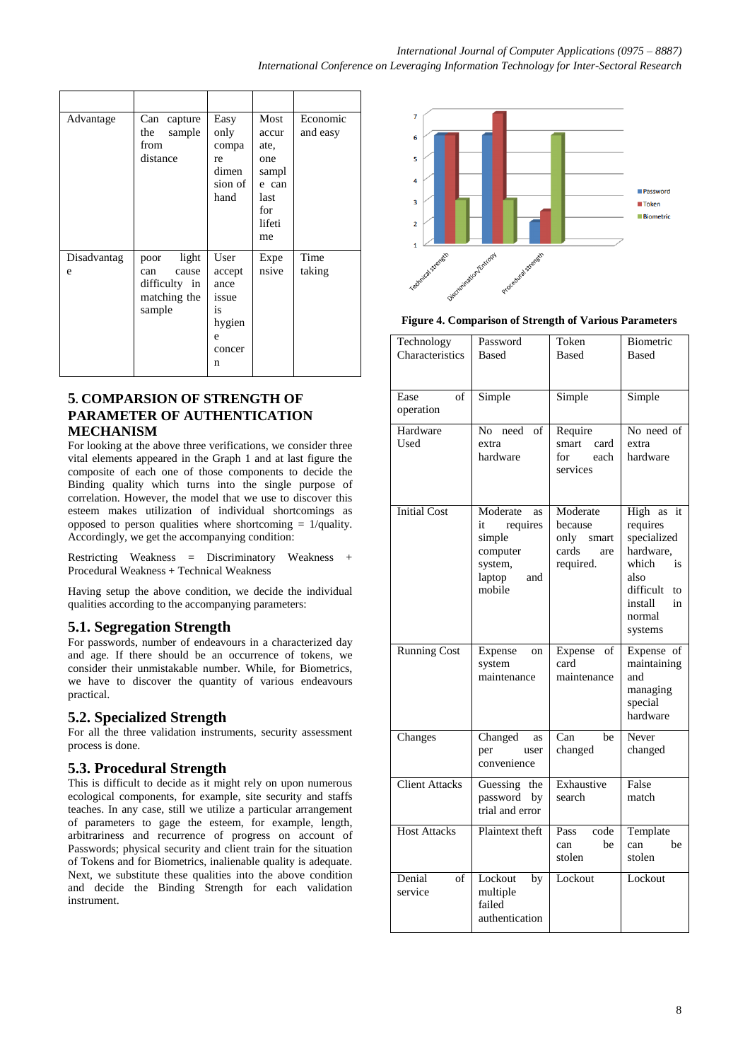| | | | | |
|---|---|---|---|---|
| Advantage | Can capture the sample from distance | Easy only compare dimension of hand | Most accurate, one sample can last for lifetime | Economic and easy |
| Disadvantage | poor light can cause difficulty in matching the sample | User acceptance issue is hygiene concern | Expensive | Time taking |

## 5. COMPARSION OF STRENGTH OF PARAMETER OF AUTHENTICATION MECHANISM

For looking at the above three verifications, we consider three vital elements appeared in the Graph 1 and at last figure the composite of each one of those components to decide the Binding quality which turns into the single purpose of correlation. However, the model that we use to discover this esteem makes utilization of individual shortcomings as opposed to person qualities where shortcoming = 1/quality. Accordingly, we get the accompanying condition:

Restricting Weakness = Discriminatory Weakness + Procedural Weakness + Technical Weakness

Having setup the above condition, we decide the individual qualities according to the accompanying parameters:

### 5.1. Segregation Strength

For passwords, number of endeavours in a characterized day and age. If there should be an occurrence of tokens, we consider their unmistakable number. While, for Biometrics, we have to discover the quantity of various endeavours practical.

### 5.2. Specialized Strength

For all the three validation instruments, security assessment process is done.

### 5.3. Procedural Strength

This is difficult to decide as it might rely on upon numerous ecological components, for example, site security and staffs teaches. In any case, still we utilize a particular arrangement of parameters to gage the esteem, for example, length, arbitrariness and recurrence of progress on account of Passwords; physical security and client train for the situation of Tokens and for Biometrics, inalienable quality is adequate. Next, we substitute these qualities into the above condition and decide the Binding Strength for each validation instrument.

**Figure 4. Comparison of Strength of Various Parameters**

| Technology Characteristics | Password Based | Token Based | Biometric Based |
|---|---|---|---|
| Ease of operation | Simple | Simple | Simple |
| Hardware Used | No need of extra hardware | Require smart card for each services | No need of extra hardware |
| Initial Cost | Moderate as it requires simple computer system, laptop and mobile | Moderate because only smart cards are required. | High as it requires specialized hardware, which is also difficult to install in normal systems |
| Running Cost | Expense on system maintenance | Expense of card maintenance | Expense of maintaining and managing special hardware |
| Changes | Changed as per user convenience | Can be changed | Never changed |
| Client Attacks | Guessing the password by trial and error | Exhaustive search | False match |
| Host Attacks | Plaintext theft | Pass code can be stolen | Template can be stolen |
| Denial of service | Lockout by multiple failed authentication | Lockout | Lockout |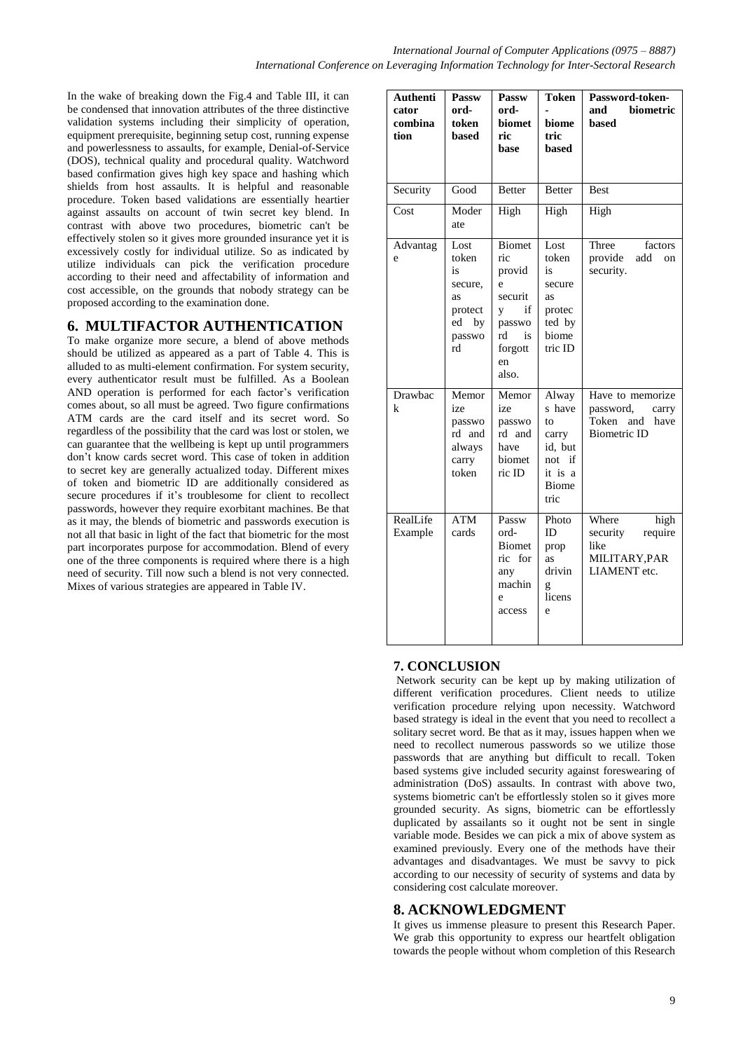In the wake of breaking down the Fig.4 and Table III, it can be condensed that innovation attributes of the three distinctive validation systems including their simplicity of operation, equipment prerequisite, beginning setup cost, running expense and powerlessness to assaults, for example, Denial-of-Service (DOS), technical quality and procedural quality. Watchword based confirmation gives high key space and hashing which shields from host assaults. It is helpful and reasonable procedure. Token based validations are essentially heartier against assaults on account of twin secret key blend. In contrast with above two procedures, biometric can't be effectively stolen so it gives more grounded insurance yet it is excessively costly for individual utilize. So as indicated by utilize individuals can pick the verification procedure according to their need and affectability of information and cost accessible, on the grounds that nobody strategy can be proposed according to the examination done.

## 6. MULTIFACTOR AUTHENTICATION

To make organize more secure, a blend of above methods should be utilized as appeared as a part of Table 4. This is alluded to as multi-element confirmation. For system security, every authenticator result must be fulfilled. As a Boolean AND operation is performed for each factor's verification comes about, so all must be agreed. Two figure confirmations ATM cards are the card itself and its secret word. So regardless of the possibility that the card was lost or stolen, we can guarantee that the wellbeing is kept up until programmers don't know cards secret word. This case of token in addition to secret key are generally actualized today. Different mixes of token and biometric ID are additionally considered as secure procedures if it's troublesome for client to recollect passwords, however they require exorbitant machines. Be that as it may, the blends of biometric and passwords execution is not all that basic in light of the fact that biometric for the most part incorporates purpose for accommodation. Blend of every one of the three components is required where there is a high need of security. Till now such a blend is not very connected. Mixes of various strategies are appeared in Table IV.

| Authenticator combination | Password-token based | Password-biometric base | Token-biometric based | Password-token-and biometric based |
|---|---|---|---|---|
| Security | Good | Better | Better | Best |
| Cost | Moderate | High | High | High |
| Advantage | Lost token is secure, as protected by password | Biometric provide security if password is forgotten also. | Lost token is secure as protected by biometric ID | Three factors provide add on security. |
| Drawback | Memorize password and always carry token | Memorize password and have biometric ID | Always have to carry id, but not if it is a Biometric | Have to memorize password, carry Token and have Biometric ID |
| RealLife Example | ATM cards | Password-Biometric for any machine access | Photo ID prop as driving license | Where high security require like MILITARY,PARLIAMENT etc. |

## 7. CONCLUSION

Network security can be kept up by making utilization of different verification procedures. Client needs to utilize verification procedure relying upon necessity. Watchword based strategy is ideal in the event that you need to recollect a solitary secret word. Be that as it may, issues happen when we need to recollect numerous passwords so we utilize those passwords that are anything but difficult to recall. Token based systems give included security against foreswearing of administration (DoS) assaults. In contrast with above two, systems biometric can't be effortlessly stolen so it gives more grounded security. As signs, biometric can be effortlessly duplicated by assailants so it ought not be sent in single variable mode. Besides we can pick a mix of above system as examined previously. Every one of the methods have their advantages and disadvantages. We must be savvy to pick according to our necessity of security of systems and data by considering cost calculate moreover.

## 8. ACKNOWLEDGMENT

It gives us immense pleasure to present this Research Paper. We grab this opportunity to express our heartfelt obligation towards the people without whom completion of this Research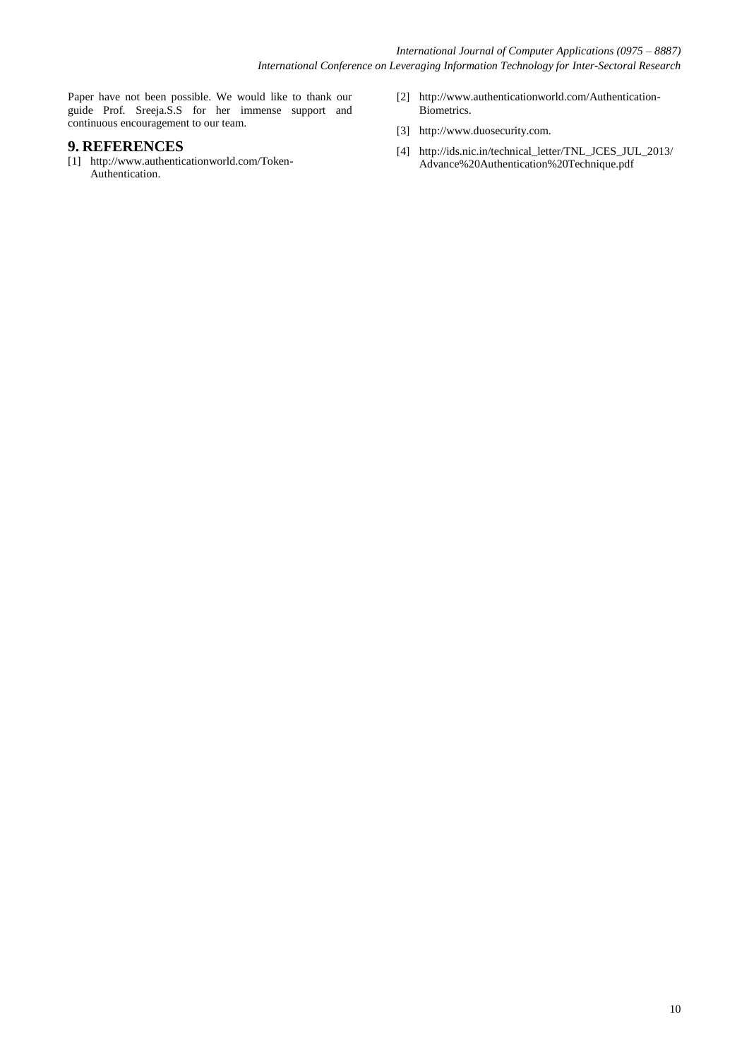Paper have not been possible. We would like to thank our guide Prof. Sreeja.S.S for her immense support and continuous encouragement to our team.

## 9. REFERENCES

[1] http://www.authenticationworld.com/Token-Authentication.

[2] http://www.authenticationworld.com/Authentication-Biometrics.

[3] http://www.duosecurity.com.

[4] http://ids.nic.in/technical_letter/TNL_JCES_JUL_2013/Advance%20Authentication%20Technique.pdf